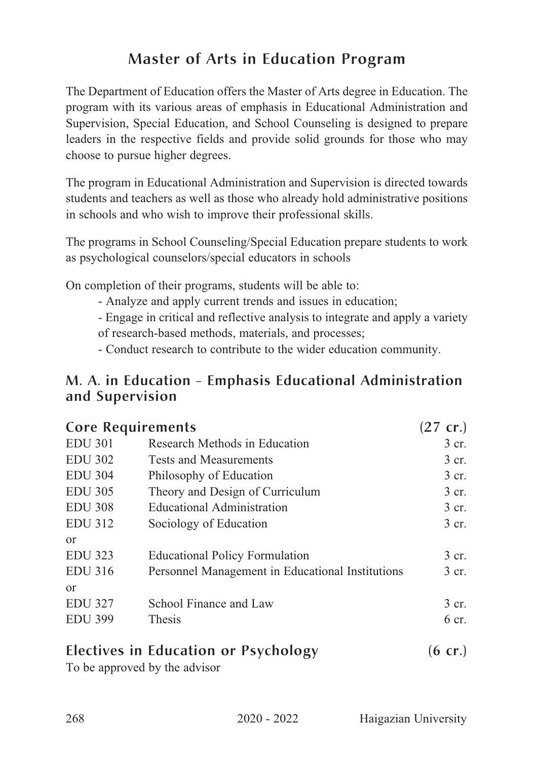# Master of Arts in Education Program

The Department of Education offers the Master of Arts degree in Education. The program with its various areas of emphasis in Educational Administration and Supervision, Special Education, and School Counseling is designed to prepare leaders in the respective fields and provide solid grounds for those who may choose to pursue higher degrees.

The program in Educational Administration and Supervision is directed towards students and teachers as well as those who already hold administrative positions in schools and who wish to improve their professional skills.

The programs in School Counseling/Special Education prepare students to work as psychological counselors/special educators in schools

On completion of their programs, students will be able to:

- Analyze and apply current trends and issues in education;
- Engage in critical and reflective analysis to integrate and apply a variety of research-based methods, materials, and processes;
- Conduct research to contribute to the wider education community.

## M. A. in Education - Emphasis Educational Administration and Supervision

### Core Requirements (27 cr.)

| | | |
|---|---|---|
| EDU 301 | Research Methods in Education | 3 cr. |
| EDU 302 | Tests and Measurements | 3 cr. |
| EDU 304 | Philosophy of Education | 3 cr. |
| EDU 305 | Theory and Design of Curriculum | 3 cr. |
| EDU 308 | Educational Administration | 3 cr. |
| EDU 312 | Sociology of Education | 3 cr. |
| or | | |
| EDU 323 | Educational Policy Formulation | 3 cr. |
| EDU 316 | Personnel Management in Educational Institutions | 3 cr. |
| or | | |
| EDU 327 | School Finance and Law | 3 cr. |
| EDU 399 | Thesis | 6 cr. |

### Electives in Education or Psychology (6 cr.)

To be approved by the advisor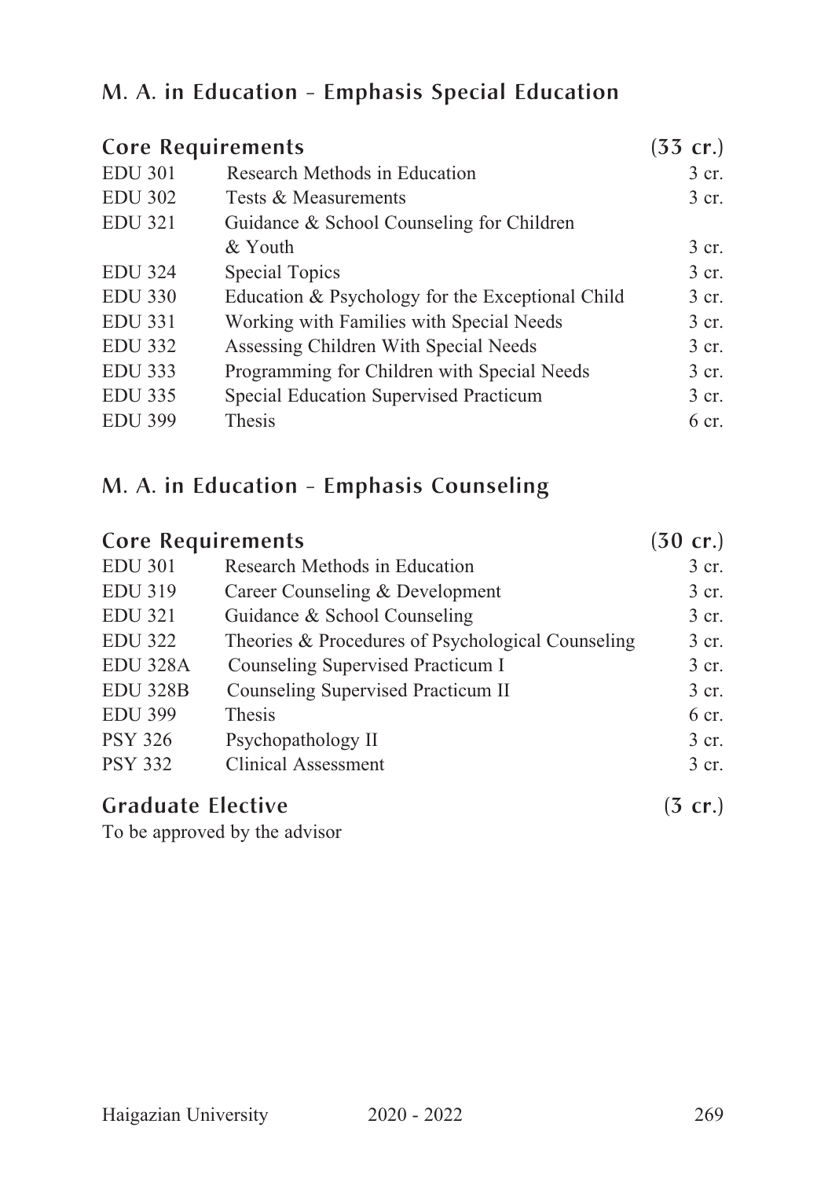## M. A. in Education - Emphasis Special Education

| Core Requirements | | (33 cr.) |
| --- | --- | --- |
| EDU 301 | Research Methods in Education | 3 cr. |
| EDU 302 | Tests & Measurements | 3 cr. |
| EDU 321 | Guidance & School Counseling for Children & Youth | 3 cr. |
| EDU 324 | Special Topics | 3 cr. |
| EDU 330 | Education & Psychology for the Exceptional Child | 3 cr. |
| EDU 331 | Working with Families with Special Needs | 3 cr. |
| EDU 332 | Assessing Children With Special Needs | 3 cr. |
| EDU 333 | Programming for Children with Special Needs | 3 cr. |
| EDU 335 | Special Education Supervised Practicum | 3 cr. |
| EDU 399 | Thesis | 6 cr. |

## M. A. in Education - Emphasis Counseling

| Core Requirements | | (30 cr.) |
| --- | --- | --- |
| EDU 301 | Research Methods in Education | 3 cr. |
| EDU 319 | Career Counseling & Development | 3 cr. |
| EDU 321 | Guidance & School Counseling | 3 cr. |
| EDU 322 | Theories & Procedures of Psychological Counseling | 3 cr. |
| EDU 328A | Counseling Supervised Practicum I | 3 cr. |
| EDU 328B | Counseling Supervised Practicum II | 3 cr. |
| EDU 399 | Thesis | 6 cr. |
| PSY 326 | Psychopathology II | 3 cr. |
| PSY 332 | Clinical Assessment | 3 cr. |

### Graduate Elective (3 cr.)

To be approved by the advisor